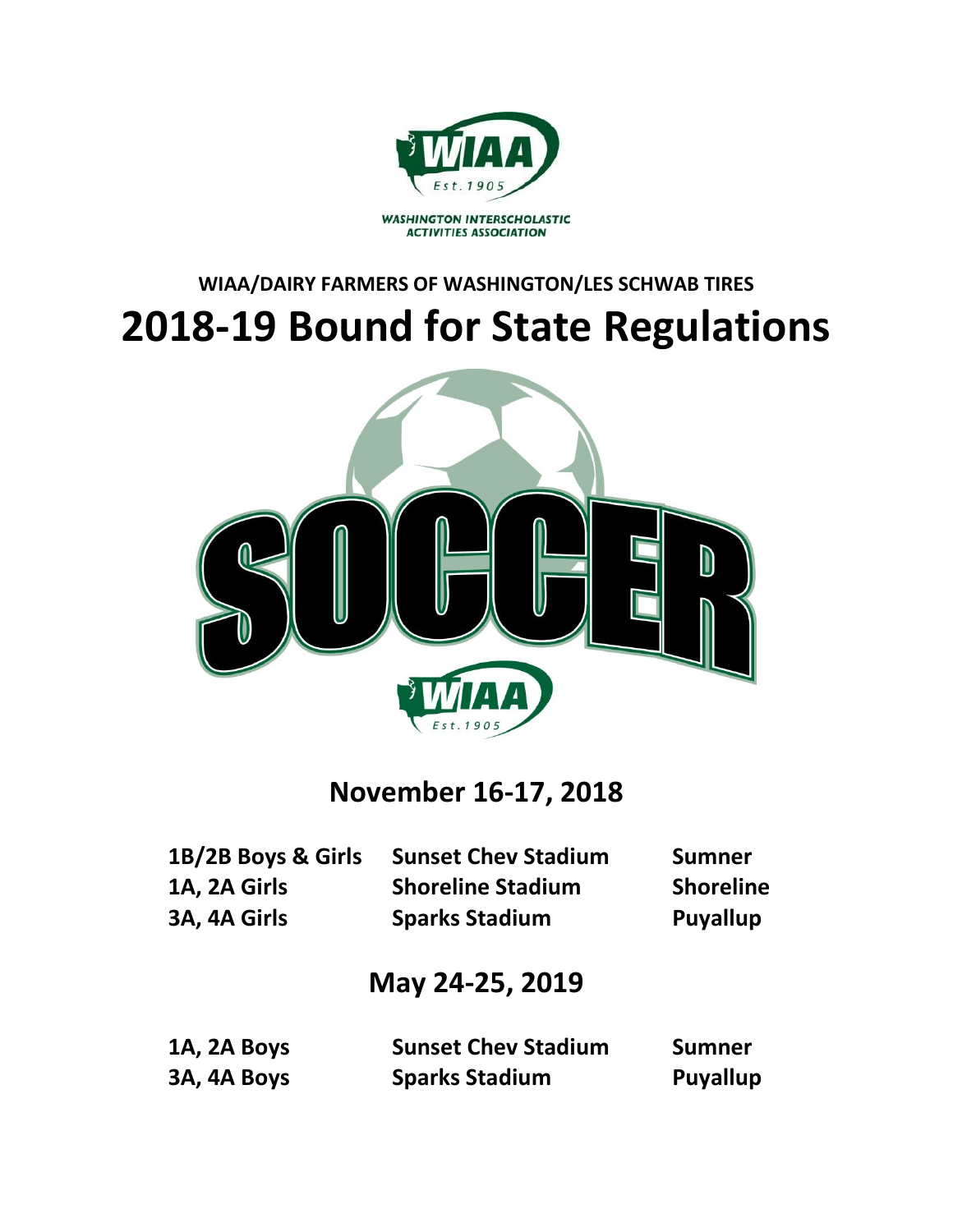WASHINGTON INTERSCHOLASTIC ACTIVITIES ASSOCIATION

**WIAA/DAIRY FARMERS OF WASHINGTON/LES SCHWAB TIRES**

# 2018-19 Bound for State Regulations

## November 16-17, 2018

| | | |
|---|---|---|
| **1B/2B Boys & Girls** | **Sunset Chev Stadium** | **Sumner** |
| **1A, 2A Girls** | **Shoreline Stadium** | **Shoreline** |
| **3A, 4A Girls** | **Sparks Stadium** | **Puyallup** |

## May 24-25, 2019

| | | |
|---|---|---|
| **1A, 2A Boys** | **Sunset Chev Stadium** | **Sumner** |
| **3A, 4A Boys** | **Sparks Stadium** | **Puyallup** |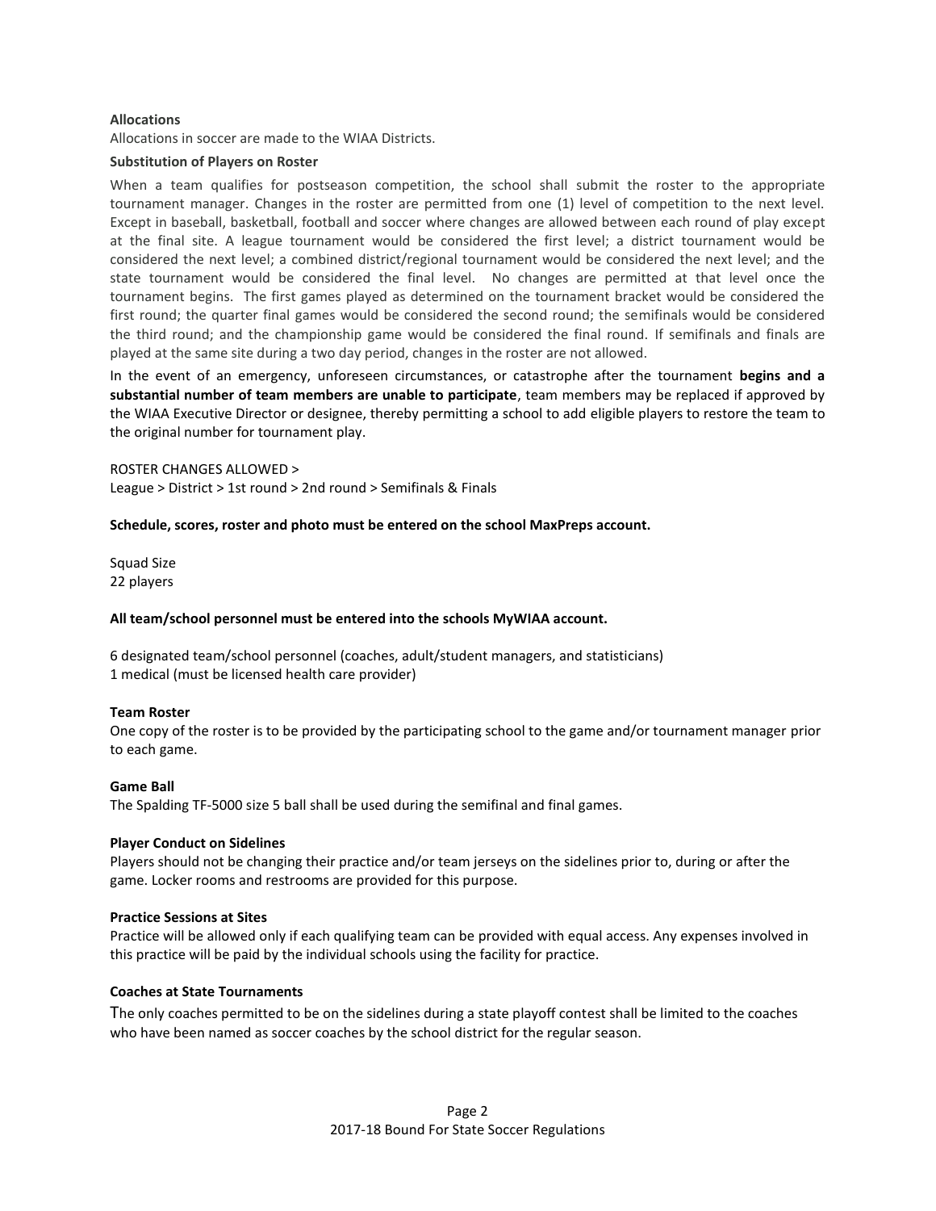**Allocations**

Allocations in soccer are made to the WIAA Districts.

**Substitution of Players on Roster**

When a team qualifies for postseason competition, the school shall submit the roster to the appropriate tournament manager. Changes in the roster are permitted from one (1) level of competition to the next level. Except in baseball, basketball, football and soccer where changes are allowed between each round of play except at the final site. A league tournament would be considered the first level; a district tournament would be considered the next level; a combined district/regional tournament would be considered the next level; and the state tournament would be considered the final level. No changes are permitted at that level once the tournament begins. The first games played as determined on the tournament bracket would be considered the first round; the quarter final games would be considered the second round; the semifinals would be considered the third round; and the championship game would be considered the final round. If semifinals and finals are played at the same site during a two day period, changes in the roster are not allowed.

In the event of an emergency, unforeseen circumstances, or catastrophe after the tournament **begins and a substantial number of team members are unable to participate**, team members may be replaced if approved by the WIAA Executive Director or designee, thereby permitting a school to add eligible players to restore the team to the original number for tournament play.

ROSTER CHANGES ALLOWED >
League > District > 1st round > 2nd round > Semifinals & Finals

**Schedule, scores, roster and photo must be entered on the school MaxPreps account.**

Squad Size
22 players

**All team/school personnel must be entered into the schools MyWIAA account.**

6 designated team/school personnel (coaches, adult/student managers, and statisticians)
1 medical (must be licensed health care provider)

**Team Roster**

One copy of the roster is to be provided by the participating school to the game and/or tournament manager prior to each game.

**Game Ball**

The Spalding TF-5000 size 5 ball shall be used during the semifinal and final games.

**Player Conduct on Sidelines**

Players should not be changing their practice and/or team jerseys on the sidelines prior to, during or after the game. Locker rooms and restrooms are provided for this purpose.

**Practice Sessions at Sites**

Practice will be allowed only if each qualifying team can be provided with equal access. Any expenses involved in this practice will be paid by the individual schools using the facility for practice.

**Coaches at State Tournaments**

The only coaches permitted to be on the sidelines during a state playoff contest shall be limited to the coaches who have been named as soccer coaches by the school district for the regular season.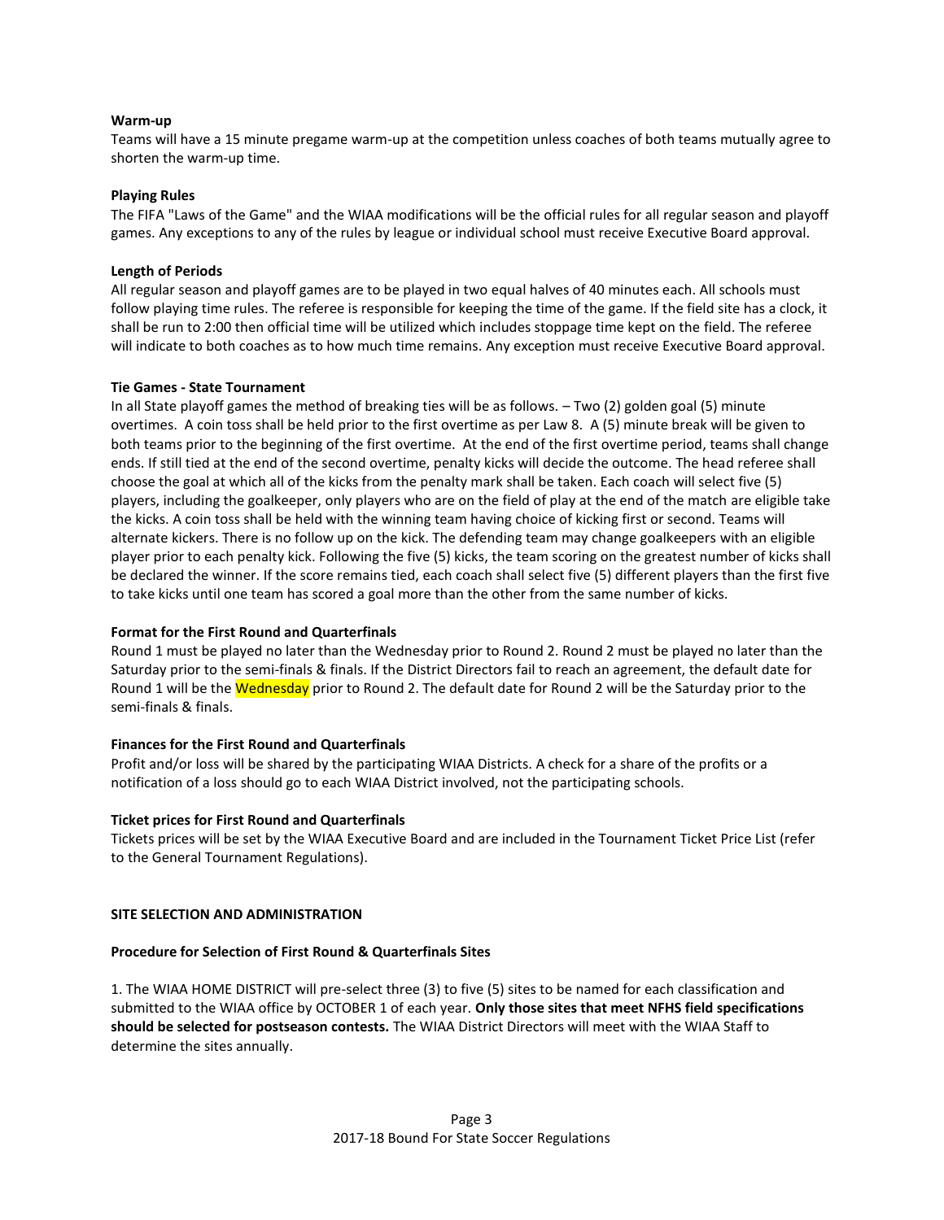**Warm-up**

Teams will have a 15 minute pregame warm-up at the competition unless coaches of both teams mutually agree to shorten the warm-up time.

**Playing Rules**

The FIFA "Laws of the Game" and the WIAA modifications will be the official rules for all regular season and playoff games. Any exceptions to any of the rules by league or individual school must receive Executive Board approval.

**Length of Periods**

All regular season and playoff games are to be played in two equal halves of 40 minutes each. All schools must follow playing time rules. The referee is responsible for keeping the time of the game. If the field site has a clock, it shall be run to 2:00 then official time will be utilized which includes stoppage time kept on the field. The referee will indicate to both coaches as to how much time remains. Any exception must receive Executive Board approval.

**Tie Games - State Tournament**

In all State playoff games the method of breaking ties will be as follows. – Two (2) golden goal (5) minute overtimes. A coin toss shall be held prior to the first overtime as per Law 8. A (5) minute break will be given to both teams prior to the beginning of the first overtime. At the end of the first overtime period, teams shall change ends. If still tied at the end of the second overtime, penalty kicks will decide the outcome. The head referee shall choose the goal at which all of the kicks from the penalty mark shall be taken. Each coach will select five (5) players, including the goalkeeper, only players who are on the field of play at the end of the match are eligible take the kicks. A coin toss shall be held with the winning team having choice of kicking first or second. Teams will alternate kickers. There is no follow up on the kick. The defending team may change goalkeepers with an eligible player prior to each penalty kick. Following the five (5) kicks, the team scoring on the greatest number of kicks shall be declared the winner. If the score remains tied, each coach shall select five (5) different players than the first five to take kicks until one team has scored a goal more than the other from the same number of kicks.

**Format for the First Round and Quarterfinals**

Round 1 must be played no later than the Wednesday prior to Round 2. Round 2 must be played no later than the Saturday prior to the semi-finals & finals. If the District Directors fail to reach an agreement, the default date for Round 1 will be the Wednesday prior to Round 2. The default date for Round 2 will be the Saturday prior to the semi-finals & finals.

**Finances for the First Round and Quarterfinals**

Profit and/or loss will be shared by the participating WIAA Districts. A check for a share of the profits or a notification of a loss should go to each WIAA District involved, not the participating schools.

**Ticket prices for First Round and Quarterfinals**

Tickets prices will be set by the WIAA Executive Board and are included in the Tournament Ticket Price List (refer to the General Tournament Regulations).

## SITE SELECTION AND ADMINISTRATION

**Procedure for Selection of First Round & Quarterfinals Sites**

1. The WIAA HOME DISTRICT will pre-select three (3) to five (5) sites to be named for each classification and submitted to the WIAA office by OCTOBER 1 of each year. **Only those sites that meet NFHS field specifications should be selected for postseason contests.** The WIAA District Directors will meet with the WIAA Staff to determine the sites annually.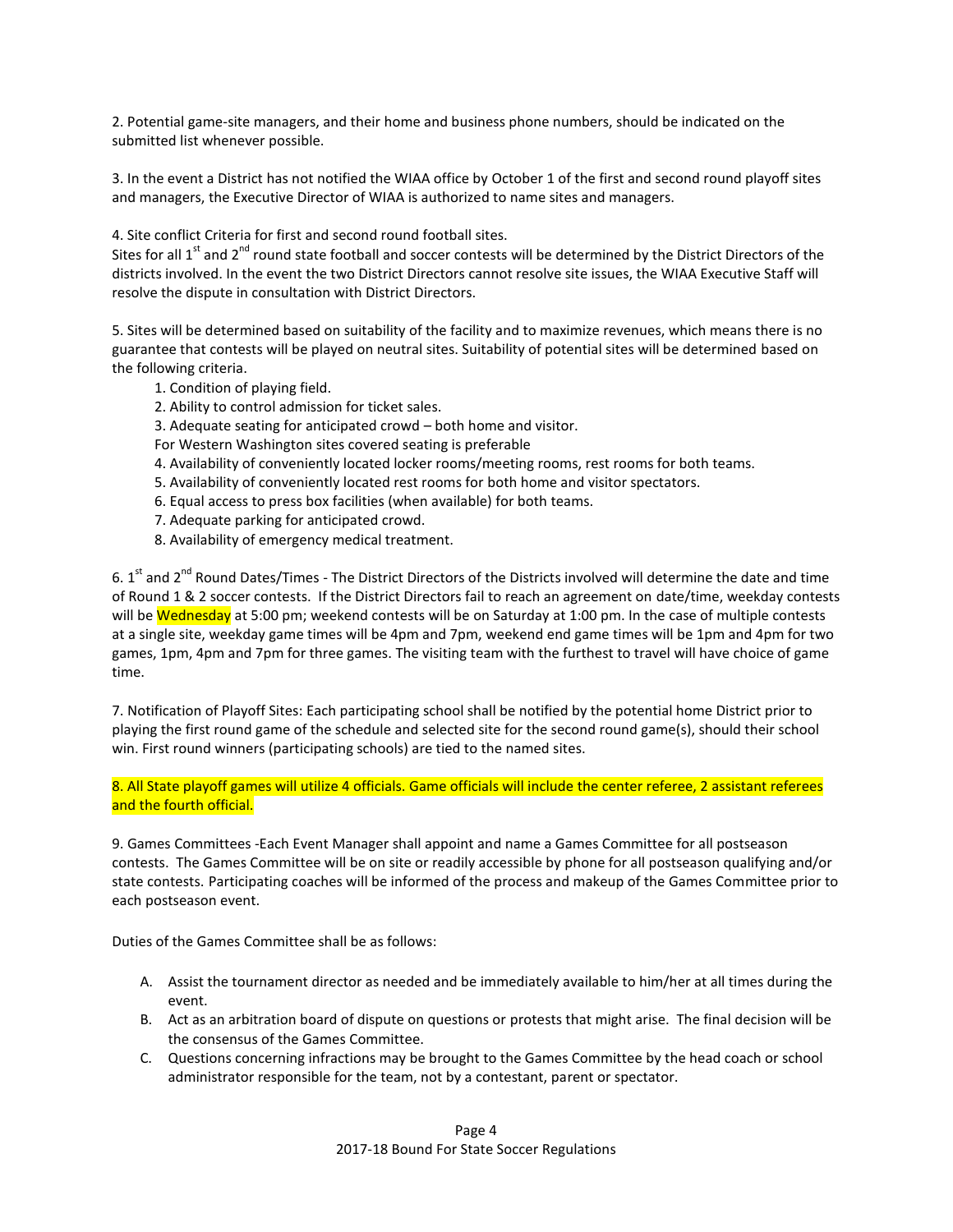2. Potential game-site managers, and their home and business phone numbers, should be indicated on the submitted list whenever possible.

3. In the event a District has not notified the WIAA office by October 1 of the first and second round playoff sites and managers, the Executive Director of WIAA is authorized to name sites and managers.

4. Site conflict Criteria for first and second round football sites.
Sites for all 1st and 2nd round state football and soccer contests will be determined by the District Directors of the districts involved. In the event the two District Directors cannot resolve site issues, the WIAA Executive Staff will resolve the dispute in consultation with District Directors.

5. Sites will be determined based on suitability of the facility and to maximize revenues, which means there is no guarantee that contests will be played on neutral sites. Suitability of potential sites will be determined based on the following criteria.

   1. Condition of playing field.
   2. Ability to control admission for ticket sales.
   3. Adequate seating for anticipated crowd – both home and visitor.
      For Western Washington sites covered seating is preferable
   4. Availability of conveniently located locker rooms/meeting rooms, rest rooms for both teams.
   5. Availability of conveniently located rest rooms for both home and visitor spectators.
   6. Equal access to press box facilities (when available) for both teams.
   7. Adequate parking for anticipated crowd.
   8. Availability of emergency medical treatment.

6. 1st and 2nd Round Dates/Times - The District Directors of the Districts involved will determine the date and time of Round 1 & 2 soccer contests. If the District Directors fail to reach an agreement on date/time, weekday contests will be Wednesday at 5:00 pm; weekend contests will be on Saturday at 1:00 pm. In the case of multiple contests at a single site, weekday game times will be 4pm and 7pm, weekend end game times will be 1pm and 4pm for two games, 1pm, 4pm and 7pm for three games. The visiting team with the furthest to travel will have choice of game time.

7. Notification of Playoff Sites: Each participating school shall be notified by the potential home District prior to playing the first round game of the schedule and selected site for the second round game(s), should their school win. First round winners (participating schools) are tied to the named sites.

8. All State playoff games will utilize 4 officials. Game officials will include the center referee, 2 assistant referees and the fourth official.

9. Games Committees -Each Event Manager shall appoint and name a Games Committee for all postseason contests. The Games Committee will be on site or readily accessible by phone for all postseason qualifying and/or state contests. Participating coaches will be informed of the process and makeup of the Games Committee prior to each postseason event.

Duties of the Games Committee shall be as follows:

A. Assist the tournament director as needed and be immediately available to him/her at all times during the event.
B. Act as an arbitration board of dispute on questions or protests that might arise. The final decision will be the consensus of the Games Committee.
C. Questions concerning infractions may be brought to the Games Committee by the head coach or school administrator responsible for the team, not by a contestant, parent or spectator.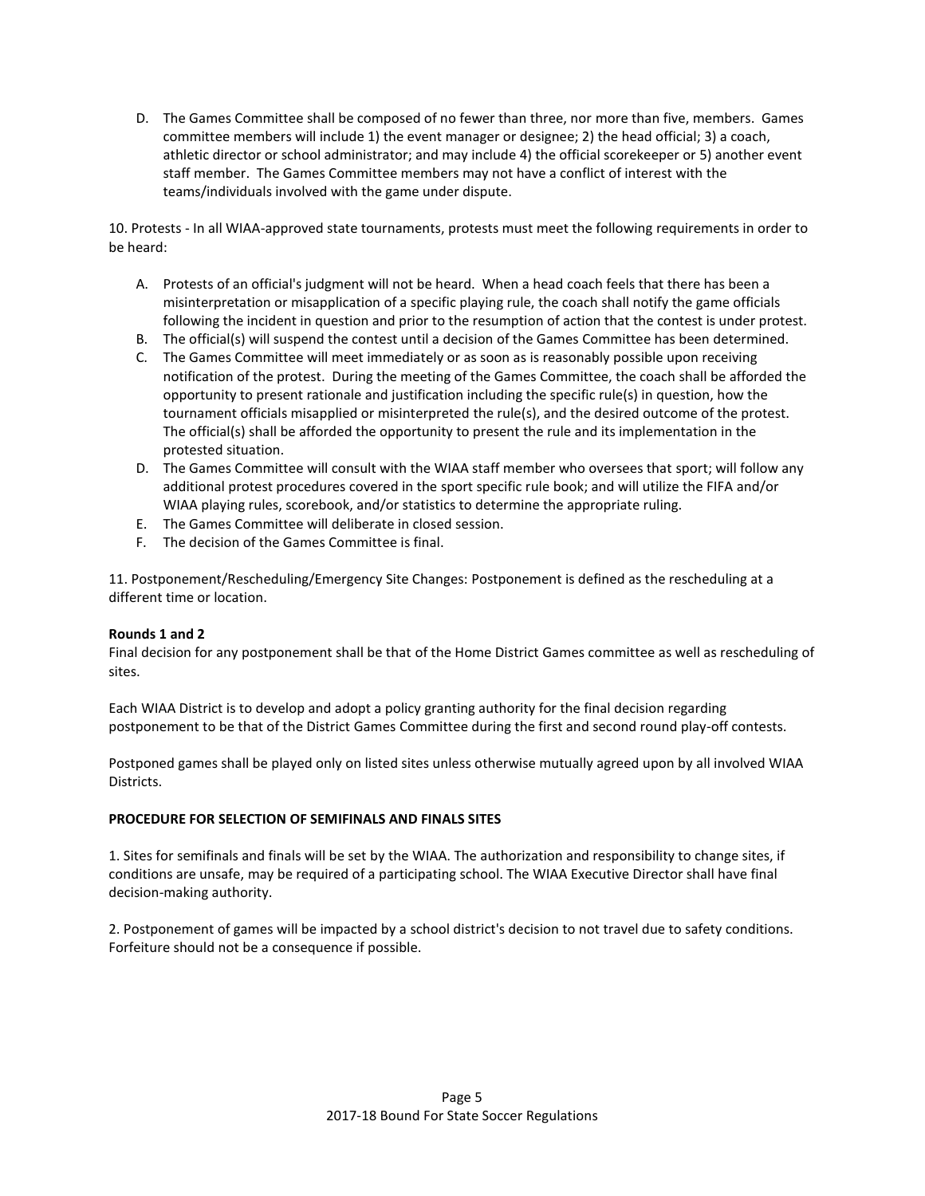D. The Games Committee shall be composed of no fewer than three, nor more than five, members. Games committee members will include 1) the event manager or designee; 2) the head official; 3) a coach, athletic director or school administrator; and may include 4) the official scorekeeper or 5) another event staff member. The Games Committee members may not have a conflict of interest with the teams/individuals involved with the game under dispute.

10. Protests - In all WIAA-approved state tournaments, protests must meet the following requirements in order to be heard:

A. Protests of an official's judgment will not be heard. When a head coach feels that there has been a misinterpretation or misapplication of a specific playing rule, the coach shall notify the game officials following the incident in question and prior to the resumption of action that the contest is under protest.
B. The official(s) will suspend the contest until a decision of the Games Committee has been determined.
C. The Games Committee will meet immediately or as soon as is reasonably possible upon receiving notification of the protest. During the meeting of the Games Committee, the coach shall be afforded the opportunity to present rationale and justification including the specific rule(s) in question, how the tournament officials misapplied or misinterpreted the rule(s), and the desired outcome of the protest. The official(s) shall be afforded the opportunity to present the rule and its implementation in the protested situation.
D. The Games Committee will consult with the WIAA staff member who oversees that sport; will follow any additional protest procedures covered in the sport specific rule book; and will utilize the FIFA and/or WIAA playing rules, scorebook, and/or statistics to determine the appropriate ruling.
E. The Games Committee will deliberate in closed session.
F. The decision of the Games Committee is final.

11. Postponement/Rescheduling/Emergency Site Changes: Postponement is defined as the rescheduling at a different time or location.

**Rounds 1 and 2**

Final decision for any postponement shall be that of the Home District Games committee as well as rescheduling of sites.

Each WIAA District is to develop and adopt a policy granting authority for the final decision regarding postponement to be that of the District Games Committee during the first and second round play-off contests.

Postponed games shall be played only on listed sites unless otherwise mutually agreed upon by all involved WIAA Districts.

**PROCEDURE FOR SELECTION OF SEMIFINALS AND FINALS SITES**

1. Sites for semifinals and finals will be set by the WIAA. The authorization and responsibility to change sites, if conditions are unsafe, may be required of a participating school. The WIAA Executive Director shall have final decision-making authority.

2. Postponement of games will be impacted by a school district's decision to not travel due to safety conditions. Forfeiture should not be a consequence if possible.